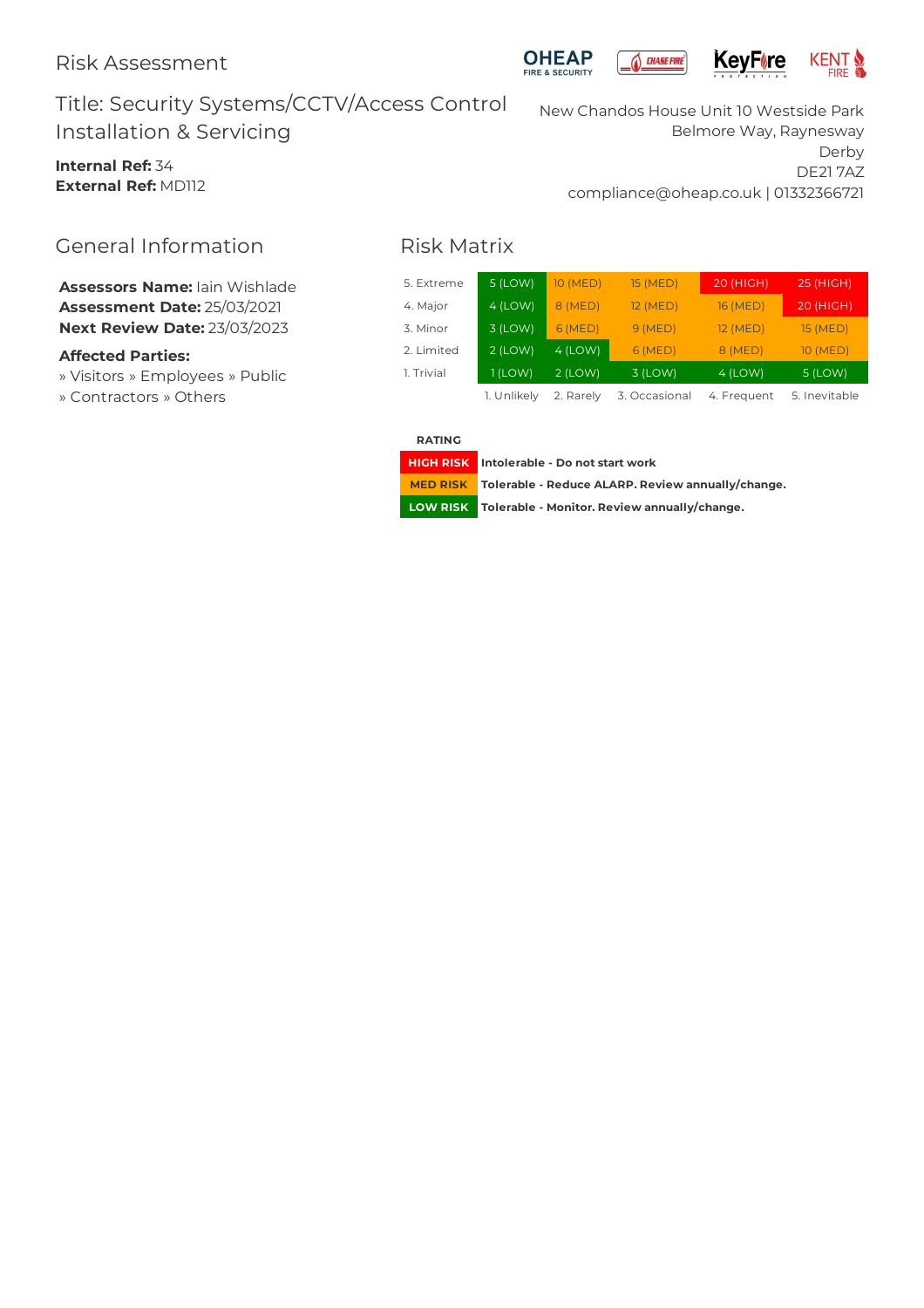# Risk Assessment

## Title: Security Systems/CCTV/Access Control Installation & Servicing

**Internal Ref:** 34
**External Ref:** MD112

New Chandos House Unit 10 Westside Park
Belmore Way, Raynesway
Derby
DE21 7AZ
compliance@oheap.co.uk | 01332366721

## General Information

**Assessors Name:** Iain Wishlade
**Assessment Date:** 25/03/2021
**Next Review Date:** 23/03/2023

**Affected Parties:**
» Visitors » Employees » Public
» Contractors » Others

## Risk Matrix

| | 1. Unlikely | 2. Rarely | 3. Occasional | 4. Frequent | 5. Inevitable |
|---|---|---|---|---|---|
| 5. Extreme | 5 (LOW) | 10 (MED) | 15 (MED) | 20 (HIGH) | 25 (HIGH) |
| 4. Major | 4 (LOW) | 8 (MED) | 12 (MED) | 16 (MED) | 20 (HIGH) |
| 3. Minor | 3 (LOW) | 6 (MED) | 9 (MED) | 12 (MED) | 15 (MED) |
| 2. Limited | 2 (LOW) | 4 (LOW) | 6 (MED) | 8 (MED) | 10 (MED) |
| 1. Trivial | 1 (LOW) | 2 (LOW) | 3 (LOW) | 4 (LOW) | 5 (LOW) |

| RATING | |
|---|---|
| HIGH RISK | **Intolerable - Do not start work** |
| MED RISK | **Tolerable - Reduce ALARP. Review annually/change.** |
| LOW RISK | **Tolerable - Monitor. Review annually/change.** |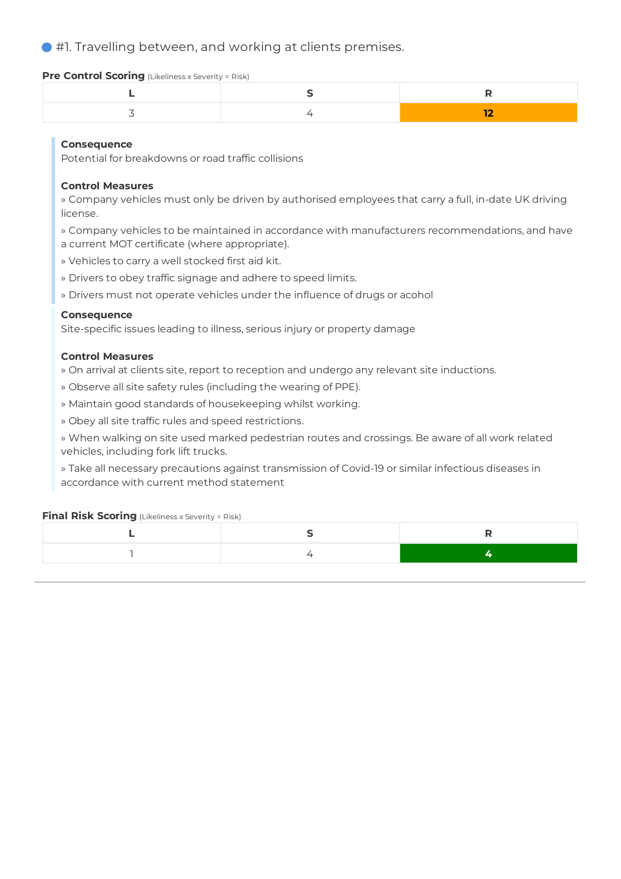## #1. Travelling between, and working at clients premises.

**Pre Control Scoring** (Likeliness x Severity = Risk)

| L | S | R |
|---|---|---|
| 3 | 4 | **12** |

**Consequence**
Potential for breakdowns or road traffic collisions

**Control Measures**
» Company vehicles must only be driven by authorised employees that carry a full, in-date UK driving license.
» Company vehicles to be maintained in accordance with manufacturers recommendations, and have a current MOT certificate (where appropriate).
» Vehicles to carry a well stocked first aid kit.
» Drivers to obey traffic signage and adhere to speed limits.
» Drivers must not operate vehicles under the influence of drugs or acohol

**Consequence**
Site-specific issues leading to illness, serious injury or property damage

**Control Measures**
» On arrival at clients site, report to reception and undergo any relevant site inductions.
» Observe all site safety rules (including the wearing of PPE).
» Maintain good standards of housekeeping whilst working.
» Obey all site traffic rules and speed restrictions.
» When walking on site used marked pedestrian routes and crossings. Be aware of all work related vehicles, including fork lift trucks.
» Take all necessary precautions against transmission of Covid-19 or similar infectious diseases in accordance with current method statement

**Final Risk Scoring** (Likeliness x Severity = Risk)

| L | S | R |
|---|---|---|
| 1 | 4 | **4** |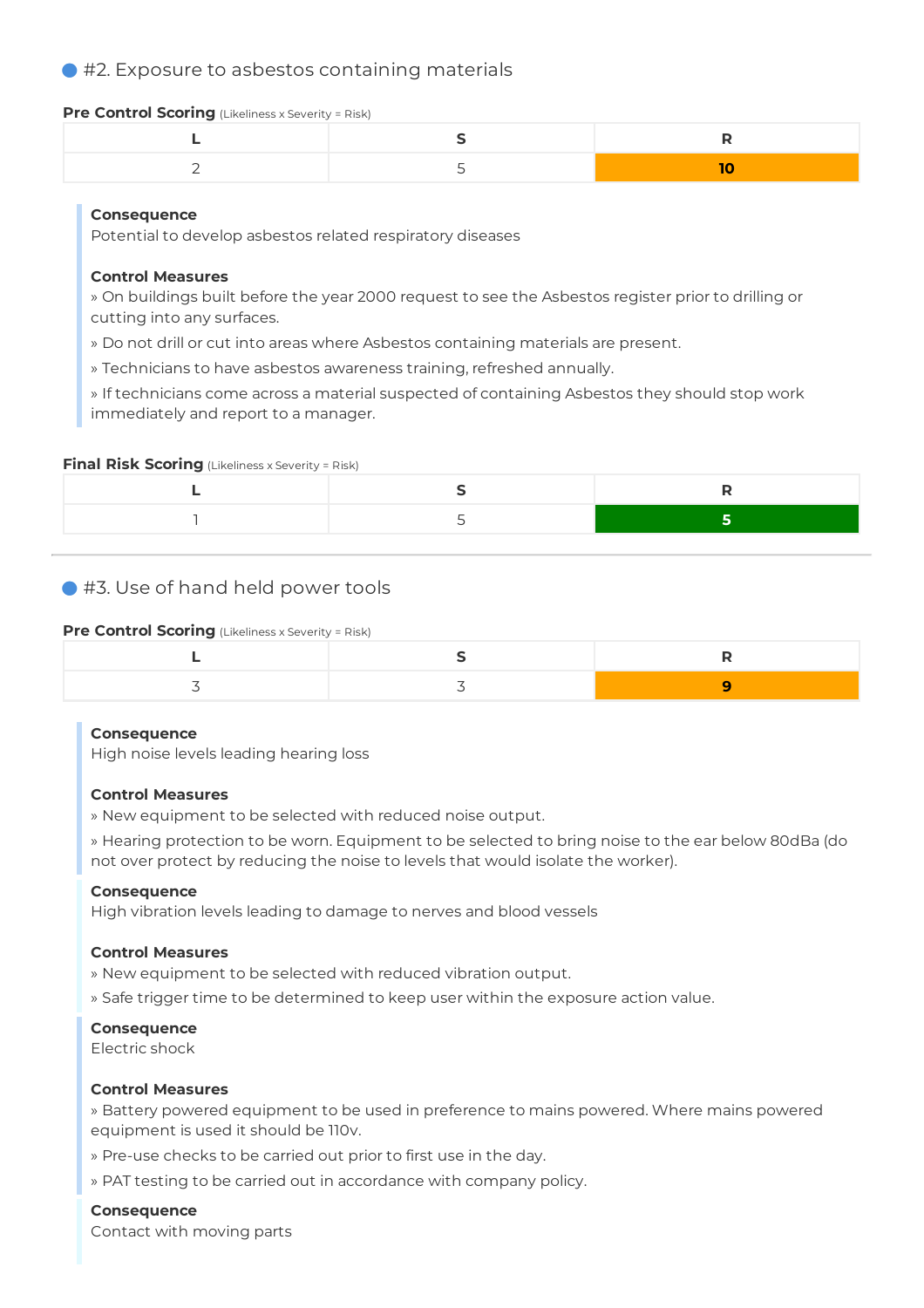## #2. Exposure to asbestos containing materials

**Pre Control Scoring** (Likeliness x Severity = Risk)

| L | S | R |
|---|---|---|
| 2 | 5 | **10** |

**Consequence**
Potential to develop asbestos related respiratory diseases

**Control Measures**
» On buildings built before the year 2000 request to see the Asbestos register prior to drilling or cutting into any surfaces.
» Do not drill or cut into areas where Asbestos containing materials are present.
» Technicians to have asbestos awareness training, refreshed annually.
» If technicians come across a material suspected of containing Asbestos they should stop work immediately and report to a manager.

**Final Risk Scoring** (Likeliness x Severity = Risk)

| L | S | R |
|---|---|---|
| 1 | 5 | **5** |

## #3. Use of hand held power tools

**Pre Control Scoring** (Likeliness x Severity = Risk)

| L | S | R |
|---|---|---|
| 3 | 3 | **9** |

**Consequence**
High noise levels leading hearing loss

**Control Measures**
» New equipment to be selected with reduced noise output.
» Hearing protection to be worn. Equipment to be selected to bring noise to the ear below 80dBa (do not over protect by reducing the noise to levels that would isolate the worker).

**Consequence**
High vibration levels leading to damage to nerves and blood vessels

**Control Measures**
» New equipment to be selected with reduced vibration output.
» Safe trigger time to be determined to keep user within the exposure action value.

**Consequence**
Electric shock

**Control Measures**
» Battery powered equipment to be used in preference to mains powered. Where mains powered equipment is used it should be 110v.
» Pre-use checks to be carried out prior to first use in the day.
» PAT testing to be carried out in accordance with company policy.

**Consequence**
Contact with moving parts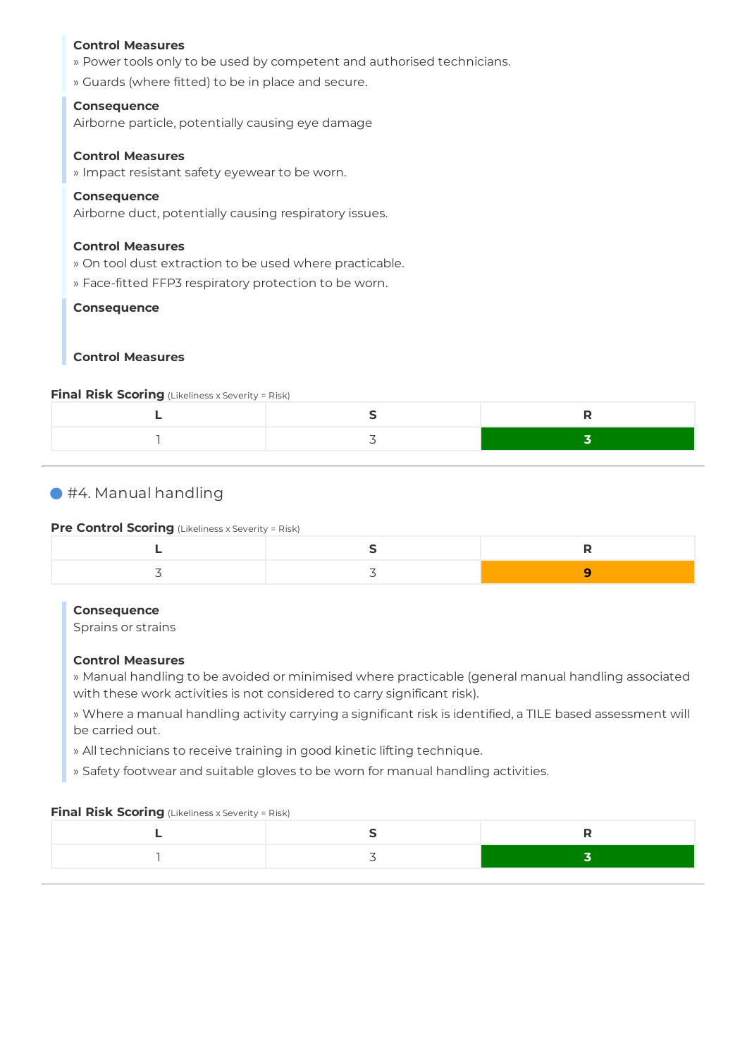**Control Measures**
» Power tools only to be used by competent and authorised technicians.
» Guards (where fitted) to be in place and secure.

**Consequence**
Airborne particle, potentially causing eye damage

**Control Measures**
» Impact resistant safety eyewear to be worn.

**Consequence**
Airborne duct, potentially causing respiratory issues.

**Control Measures**
» On tool dust extraction to be used where practicable.
» Face-fitted FFP3 respiratory protection to be worn.

**Consequence**

**Control Measures**

**Final Risk Scoring** (Likeliness x Severity = Risk)

| L | S | R |
|---|---|---|
| 1 | 3 | 3 |

## #4. Manual handling

**Pre Control Scoring** (Likeliness x Severity = Risk)

| L | S | R |
|---|---|---|
| 3 | 3 | 9 |

**Consequence**
Sprains or strains

**Control Measures**
» Manual handling to be avoided or minimised where practicable (general manual handling associated with these work activities is not considered to carry significant risk).
» Where a manual handling activity carrying a significant risk is identified, a TILE based assessment will be carried out.
» All technicians to receive training in good kinetic lifting technique.
» Safety footwear and suitable gloves to be worn for manual handling activities.

**Final Risk Scoring** (Likeliness x Severity = Risk)

| L | S | R |
|---|---|---|
| 1 | 3 | 3 |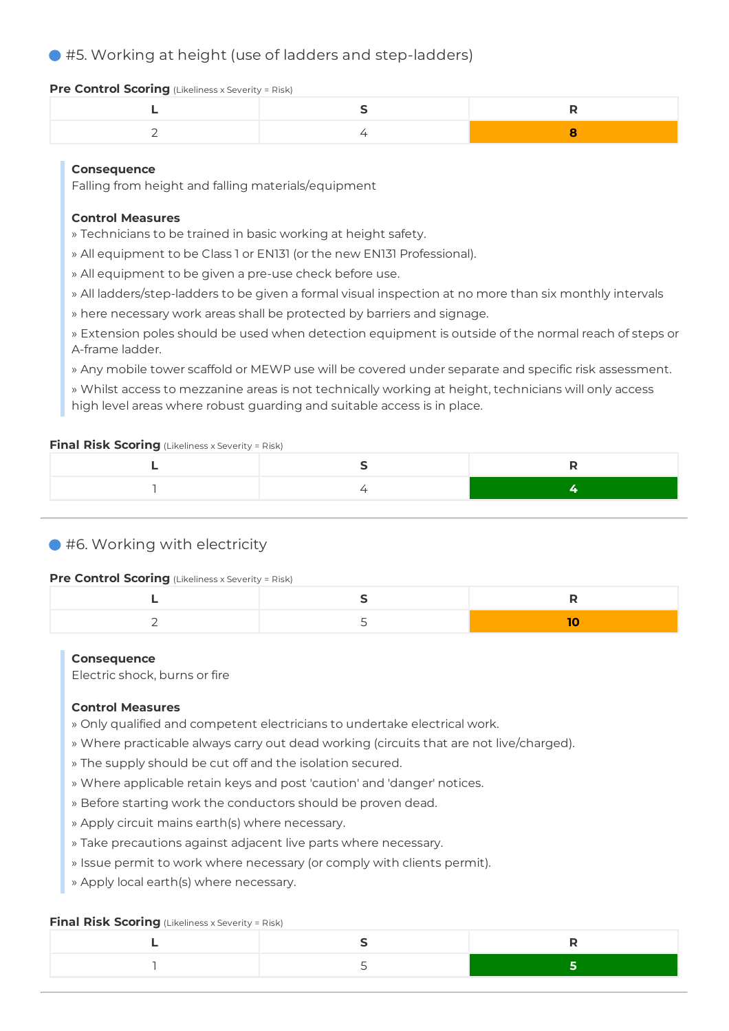## #5. Working at height (use of ladders and step-ladders)

**Pre Control Scoring** (Likeliness x Severity = Risk)

| L | S | R |
|---|---|---|
| 2 | 4 | **8** |

**Consequence**
Falling from height and falling materials/equipment

**Control Measures**
» Technicians to be trained in basic working at height safety.
» All equipment to be Class 1 or EN131 (or the new EN131 Professional).
» All equipment to be given a pre-use check before use.
» All ladders/step-ladders to be given a formal visual inspection at no more than six monthly intervals
» here necessary work areas shall be protected by barriers and signage.
» Extension poles should be used when detection equipment is outside of the normal reach of steps or A-frame ladder.
» Any mobile tower scaffold or MEWP use will be covered under separate and specific risk assessment.
» Whilst access to mezzanine areas is not technically working at height, technicians will only access high level areas where robust guarding and suitable access is in place.

**Final Risk Scoring** (Likeliness x Severity = Risk)

| L | S | R |
|---|---|---|
| 1 | 4 | **4** |

---

## #6. Working with electricity

**Pre Control Scoring** (Likeliness x Severity = Risk)

| L | S | R |
|---|---|---|
| 2 | 5 | **10** |

**Consequence**
Electric shock, burns or fire

**Control Measures**
» Only qualified and competent electricians to undertake electrical work.
» Where practicable always carry out dead working (circuits that are not live/charged).
» The supply should be cut off and the isolation secured.
» Where applicable retain keys and post 'caution' and 'danger' notices.
» Before starting work the conductors should be proven dead.
» Apply circuit mains earth(s) where necessary.
» Take precautions against adjacent live parts where necessary.
» Issue permit to work where necessary (or comply with clients permit).
» Apply local earth(s) where necessary.

**Final Risk Scoring** (Likeliness x Severity = Risk)

| L | S | R |
|---|---|---|
| 1 | 5 | **5** |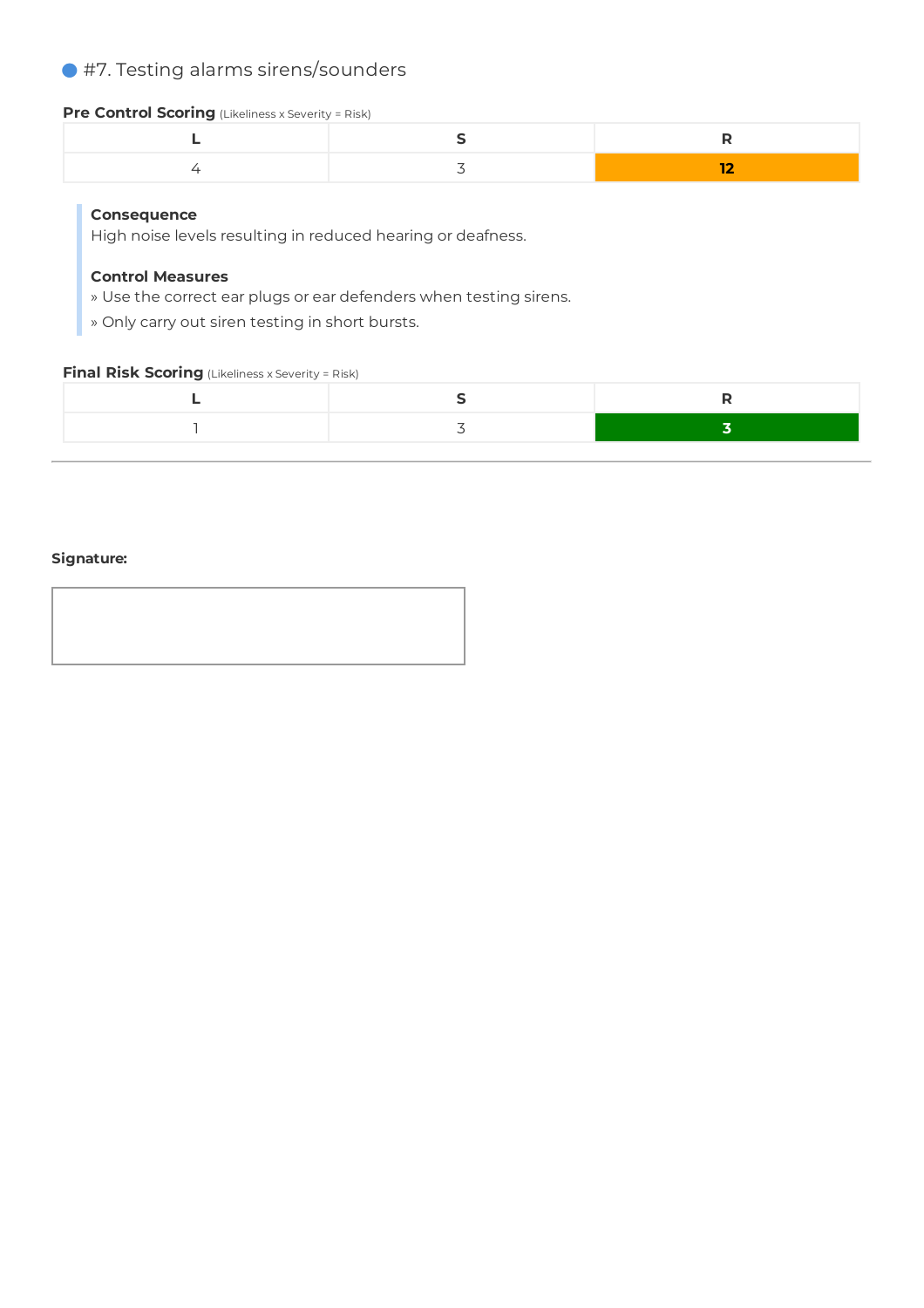## #7. Testing alarms sirens/sounders

**Pre Control Scoring** (Likeliness x Severity = Risk)

| L | S | R |
|---|---|---|
| 4 | 3 | **12** |

**Consequence**
High noise levels resulting in reduced hearing or deafness.

**Control Measures**
» Use the correct ear plugs or ear defenders when testing sirens.
» Only carry out siren testing in short bursts.

**Final Risk Scoring** (Likeliness x Severity = Risk)

| L | S | R |
|---|---|---|
| 1 | 3 | **3** |

---

**Signature:**